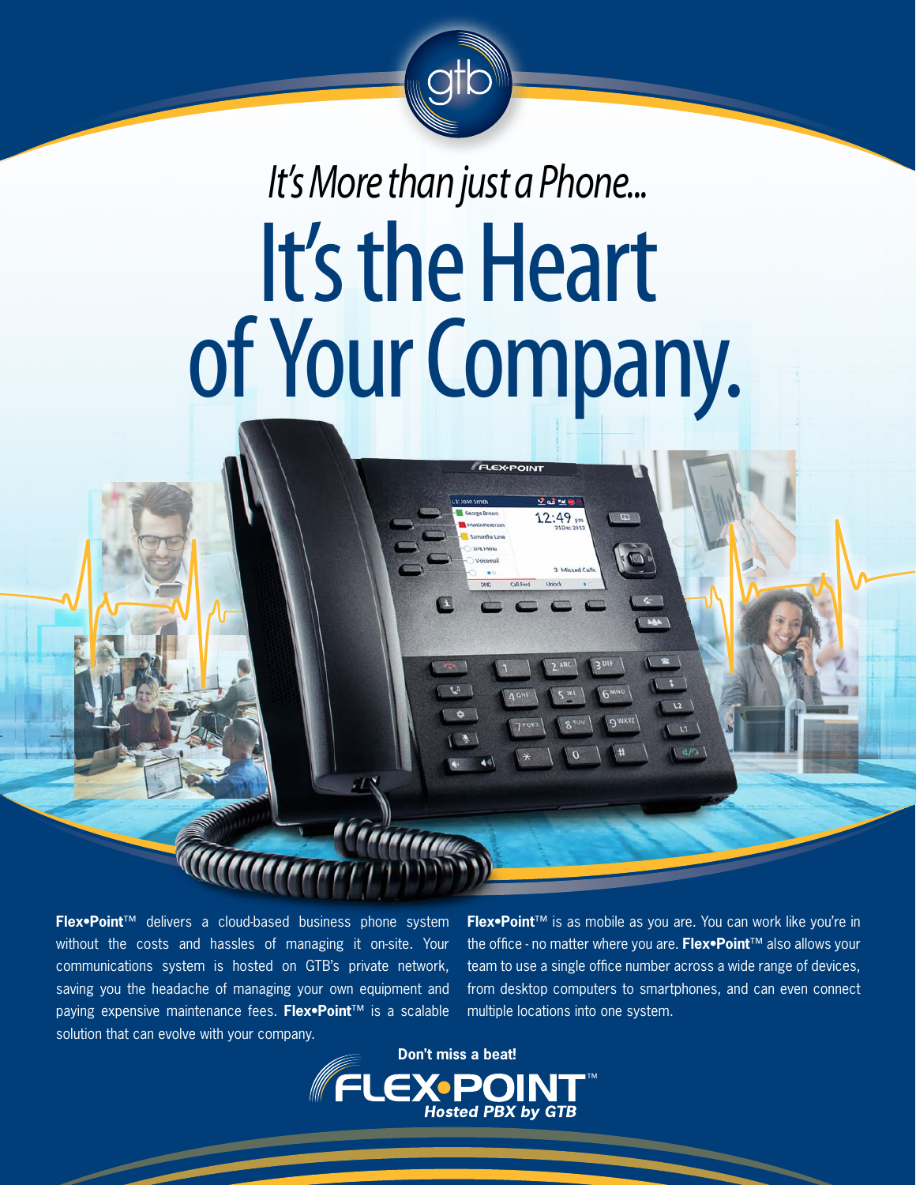*It's More than just a Phone...*

# It's the Heart of Your Company.

**Flex•Point**™ delivers a cloud-based business phone system without the costs and hassles of managing it on-site. Your communications system is hosted on GTB's private network, saving you the headache of managing your own equipment and paying expensive maintenance fees. **Flex•Point**™ is a scalable solution that can evolve with your company.

**Flex•Point**™ is as mobile as you are. You can work like you're in the office - no matter where you are. **Flex•Point**™ also allows your team to use a single office number across a wide range of devices, from desktop computers to smartphones, and can even connect multiple locations into one system.

**Don't miss a beat!**

**FLEX•POINT**™
***Hosted PBX by GTB***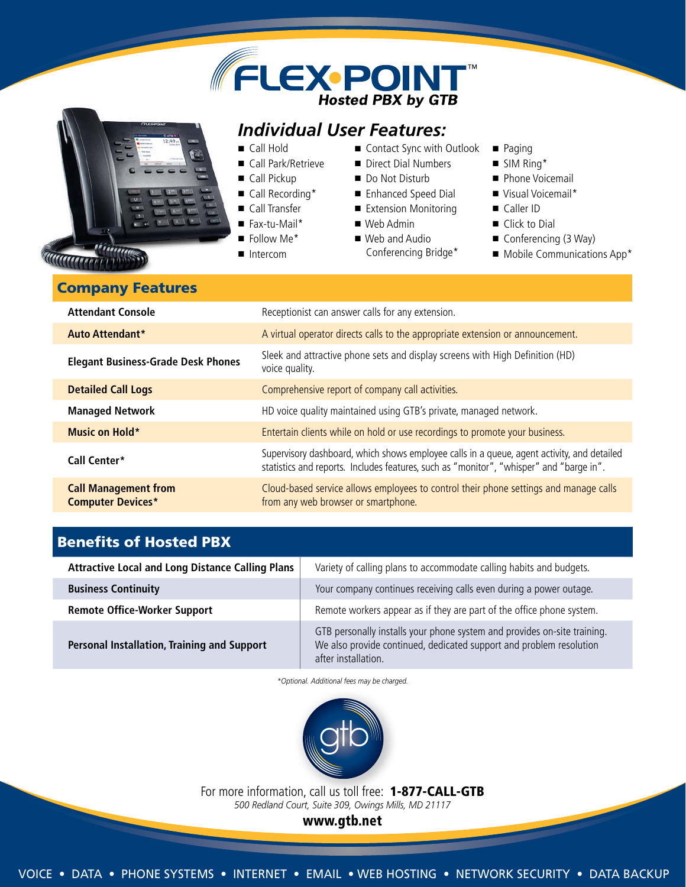# FLEX•POINT™

**Hosted PBX by GTB**

## Individual User Features:

- Call Hold
- Call Park/Retrieve
- Call Pickup
- Call Recording*
- Call Transfer
- Fax-tu-Mail*
- Follow Me*
- Intercom
- Contact Sync with Outlook
- Direct Dial Numbers
- Do Not Disturb
- Enhanced Speed Dial
- Extension Monitoring
- Web Admin
- Web and Audio Conferencing Bridge*
- Paging
- SIM Ring*
- Phone Voicemail
- Visual Voicemail*
- Caller ID
- Click to Dial
- Conferencing (3 Way)
- Mobile Communications App*

## Company Features

| | |
|---|---|
| **Attendant Console** | Receptionist can answer calls for any extension. |
| **Auto Attendant*** | A virtual operator directs calls to the appropriate extension or announcement. |
| **Elegant Business-Grade Desk Phones** | Sleek and attractive phone sets and display screens with High Definition (HD) voice quality. |
| **Detailed Call Logs** | Comprehensive report of company call activities. |
| **Managed Network** | HD voice quality maintained using GTB's private, managed network. |
| **Music on Hold*** | Entertain clients while on hold or use recordings to promote your business. |
| **Call Center*** | Supervisory dashboard, which shows employee calls in a queue, agent activity, and detailed statistics and reports. Includes features, such as "monitor", "whisper" and "barge in". |
| **Call Management from Computer Devices*** | Cloud-based service allows employees to control their phone settings and manage calls from any web browser or smartphone. |

## Benefits of Hosted PBX

| | |
|---|---|
| **Attractive Local and Long Distance Calling Plans** | Variety of calling plans to accommodate calling habits and budgets. |
| **Business Continuity** | Your company continues receiving calls even during a power outage. |
| **Remote Office-Worker Support** | Remote workers appear as if they are part of the office phone system. |
| **Personal Installation, Training and Support** | GTB personally installs your phone system and provides on-site training. We also provide continued, dedicated support and problem resolution after installation. |

*\*Optional. Additional fees may be charged.*

gtb

For more information, call us toll free: **1-877-CALL-GTB**

*500 Redland Court, Suite 309, Owings Mills, MD 21117*

**www.gtb.net**

VOICE • DATA • PHONE SYSTEMS • INTERNET • EMAIL • WEB HOSTING • NETWORK SECURITY • DATA BACKUP